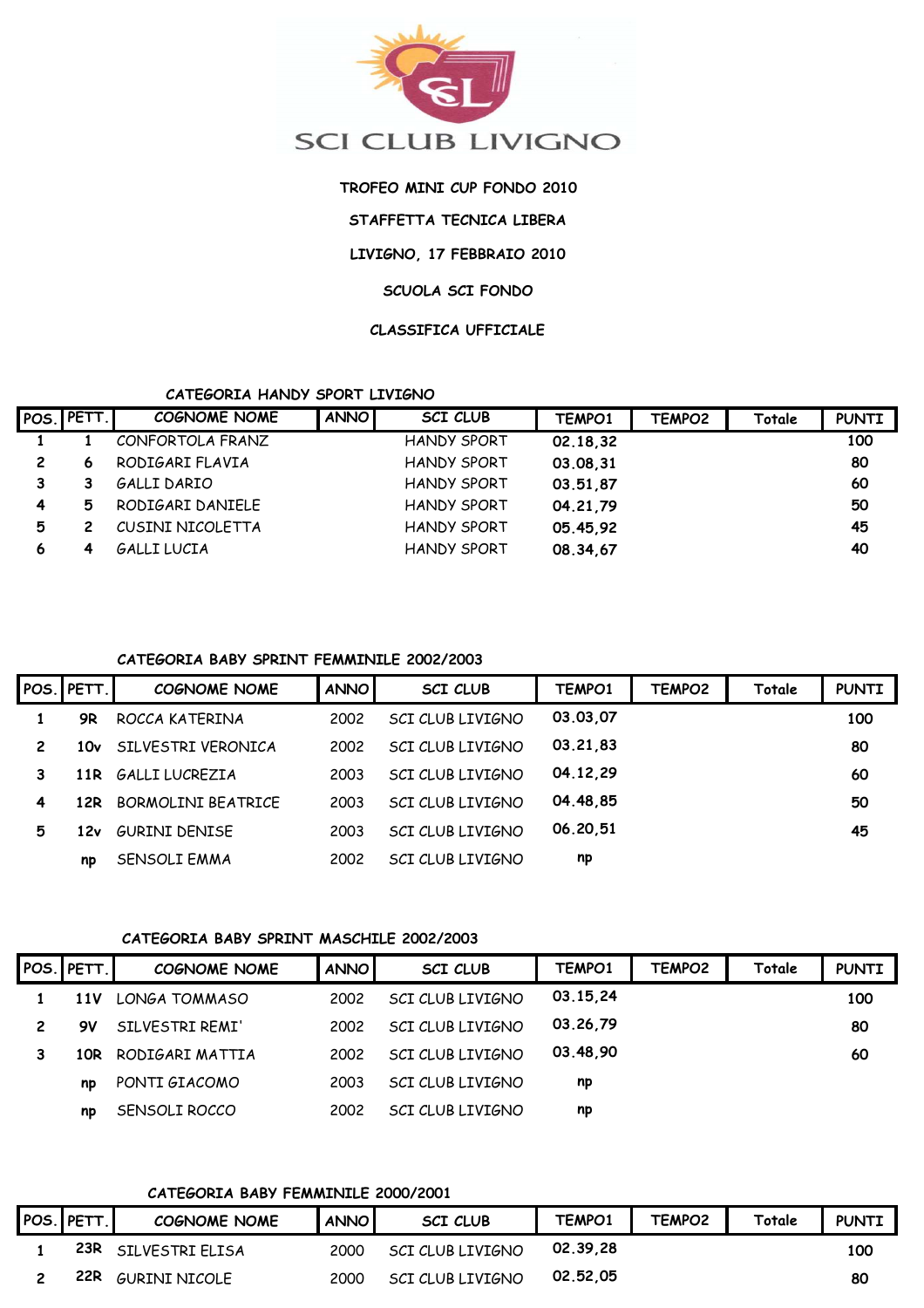SCI CLUB LIVIGNO

**TROFEO MINI CUP FONDO 2010**

**STAFFETTA TECNICA LIBERA**

**LIVIGNO, 17 FEBBRAIO 2010**

**SCUOLA SCI FONDO**

**CLASSIFICA UFFICIALE**

**CATEGORIA HANDY SPORT LIVIGNO**

| POS. | PETT. | COGNOME NOME | ANNO | SCI CLUB | TEMPO1 | TEMPO2 | Totale | PUNTI |
|---|---|---|---|---|---|---|---|---|
| 1 | 1 | CONFORTOLA FRANZ | | HANDY SPORT | 02.18,32 | | | 100 |
| 2 | 6 | RODIGARI FLAVIA | | HANDY SPORT | 03.08,31 | | | 80 |
| 3 | 3 | GALLI DARIO | | HANDY SPORT | 03.51,87 | | | 60 |
| 4 | 5 | RODIGARI DANIELE | | HANDY SPORT | 04.21,79 | | | 50 |
| 5 | 2 | CUSINI NICOLETTA | | HANDY SPORT | 05.45,92 | | | 45 |
| 6 | 4 | GALLI LUCIA | | HANDY SPORT | 08.34,67 | | | 40 |

**CATEGORIA BABY SPRINT FEMMINILE 2002/2003**

| POS. | PETT. | COGNOME NOME | ANNO | SCI CLUB | TEMPO1 | TEMPO2 | Totale | PUNTI |
|---|---|---|---|---|---|---|---|---|
| 1 | 9R | ROCCA KATERINA | 2002 | SCI CLUB LIVIGNO | 03.03,07 | | | 100 |
| 2 | 10v | SILVESTRI VERONICA | 2002 | SCI CLUB LIVIGNO | 03.21,83 | | | 80 |
| 3 | 11R | GALLI LUCREZIA | 2003 | SCI CLUB LIVIGNO | 04.12,29 | | | 60 |
| 4 | 12R | BORMOLINI BEATRICE | 2003 | SCI CLUB LIVIGNO | 04.48,85 | | | 50 |
| 5 | 12v | GURINI DENISE | 2003 | SCI CLUB LIVIGNO | 06.20,51 | | | 45 |
| | np | SENSOLI EMMA | 2002 | SCI CLUB LIVIGNO | np | | | |

**CATEGORIA BABY SPRINT MASCHILE 2002/2003**

| POS. | PETT. | COGNOME NOME | ANNO | SCI CLUB | TEMPO1 | TEMPO2 | Totale | PUNTI |
|---|---|---|---|---|---|---|---|---|
| 1 | 11V | LONGA TOMMASO | 2002 | SCI CLUB LIVIGNO | 03.15,24 | | | 100 |
| 2 | 9V | SILVESTRI REMI' | 2002 | SCI CLUB LIVIGNO | 03.26,79 | | | 80 |
| 3 | 10R | RODIGARI MATTIA | 2002 | SCI CLUB LIVIGNO | 03.48,90 | | | 60 |
| | np | PONTI GIACOMO | 2003 | SCI CLUB LIVIGNO | np | | | |
| | np | SENSOLI ROCCO | 2002 | SCI CLUB LIVIGNO | np | | | |

**CATEGORIA BABY FEMMINILE 2000/2001**

| POS. | PETT. | COGNOME NOME | ANNO | SCI CLUB | TEMPO1 | TEMPO2 | Totale | PUNTI |
|---|---|---|---|---|---|---|---|---|
| 1 | 23R | SILVESTRI ELISA | 2000 | SCI CLUB LIVIGNO | 02.39,28 | | | 100 |
| 2 | 22R | GURINI NICOLE | 2000 | SCI CLUB LIVIGNO | 02.52,05 | | | 80 |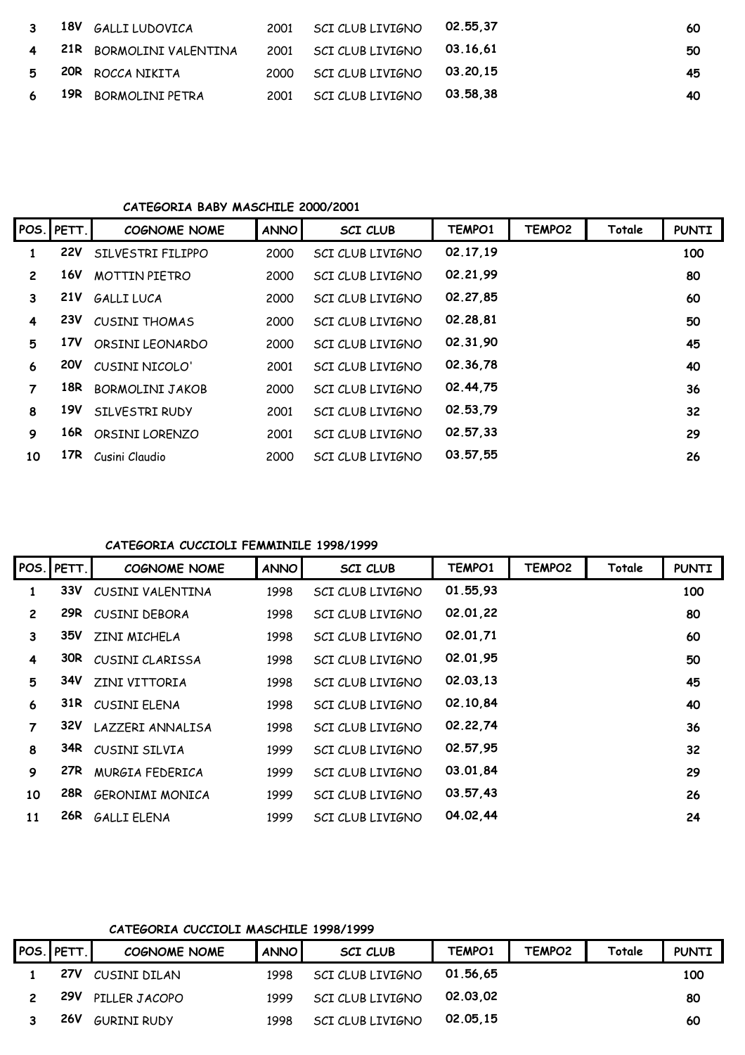| POS. | PETT. | COGNOME NOME | ANNO | SCI CLUB | TEMPO1 | TEMPO2 | Totale | PUNTI |
|---|---|---|---|---|---|---|---|---|
| 3 | 18V | GALLI LUDOVICA | 2001 | SCI CLUB LIVIGNO | 02.55,37 | | | 60 |
| 4 | 21R | BORMOLINI VALENTINA | 2001 | SCI CLUB LIVIGNO | 03.16,61 | | | 50 |
| 5 | 20R | ROCCA NIKITA | 2000 | SCI CLUB LIVIGNO | 03.20,15 | | | 45 |
| 6 | 19R | BORMOLINI PETRA | 2001 | SCI CLUB LIVIGNO | 03.58,38 | | | 40 |

**CATEGORIA BABY MASCHILE 2000/2001**

| POS. | PETT. | COGNOME NOME | ANNO | SCI CLUB | TEMPO1 | TEMPO2 | Totale | PUNTI |
|---|---|---|---|---|---|---|---|---|
| 1 | 22V | SILVESTRI FILIPPO | 2000 | SCI CLUB LIVIGNO | 02.17,19 | | | 100 |
| 2 | 16V | MOTTIN PIETRO | 2000 | SCI CLUB LIVIGNO | 02.21,99 | | | 80 |
| 3 | 21V | GALLI LUCA | 2000 | SCI CLUB LIVIGNO | 02.27,85 | | | 60 |
| 4 | 23V | CUSINI THOMAS | 2000 | SCI CLUB LIVIGNO | 02.28,81 | | | 50 |
| 5 | 17V | ORSINI LEONARDO | 2000 | SCI CLUB LIVIGNO | 02.31,90 | | | 45 |
| 6 | 20V | CUSINI NICOLO' | 2001 | SCI CLUB LIVIGNO | 02.36,78 | | | 40 |
| 7 | 18R | BORMOLINI JAKOB | 2000 | SCI CLUB LIVIGNO | 02.44,75 | | | 36 |
| 8 | 19V | SILVESTRI RUDY | 2001 | SCI CLUB LIVIGNO | 02.53,79 | | | 32 |
| 9 | 16R | ORSINI LORENZO | 2001 | SCI CLUB LIVIGNO | 02.57,33 | | | 29 |
| 10 | 17R | Cusini Claudio | 2000 | SCI CLUB LIVIGNO | 03.57,55 | | | 26 |

**CATEGORIA CUCCIOLI FEMMINILE 1998/1999**

| POS. | PETT. | COGNOME NOME | ANNO | SCI CLUB | TEMPO1 | TEMPO2 | Totale | PUNTI |
|---|---|---|---|---|---|---|---|---|
| 1 | 33V | CUSINI VALENTINA | 1998 | SCI CLUB LIVIGNO | 01.55,93 | | | 100 |
| 2 | 29R | CUSINI DEBORA | 1998 | SCI CLUB LIVIGNO | 02.01,22 | | | 80 |
| 3 | 35V | ZINI MICHELA | 1998 | SCI CLUB LIVIGNO | 02.01,71 | | | 60 |
| 4 | 30R | CUSINI CLARISSA | 1998 | SCI CLUB LIVIGNO | 02.01,95 | | | 50 |
| 5 | 34V | ZINI VITTORIA | 1998 | SCI CLUB LIVIGNO | 02.03,13 | | | 45 |
| 6 | 31R | CUSINI ELENA | 1998 | SCI CLUB LIVIGNO | 02.10,84 | | | 40 |
| 7 | 32V | LAZZERI ANNALISA | 1998 | SCI CLUB LIVIGNO | 02.22,74 | | | 36 |
| 8 | 34R | CUSINI SILVIA | 1999 | SCI CLUB LIVIGNO | 02.57,95 | | | 32 |
| 9 | 27R | MURGIA FEDERICA | 1999 | SCI CLUB LIVIGNO | 03.01,84 | | | 29 |
| 10 | 28R | GERONIMI MONICA | 1999 | SCI CLUB LIVIGNO | 03.57,43 | | | 26 |
| 11 | 26R | GALLI ELENA | 1999 | SCI CLUB LIVIGNO | 04.02,44 | | | 24 |

**CATEGORIA CUCCIOLI MASCHILE 1998/1999**

| POS. | PETT. | COGNOME NOME | ANNO | SCI CLUB | TEMPO1 | TEMPO2 | Totale | PUNTI |
|---|---|---|---|---|---|---|---|---|
| 1 | 27V | CUSINI DILAN | 1998 | SCI CLUB LIVIGNO | 01.56,65 | | | 100 |
| 2 | 29V | PILLER JACOPO | 1999 | SCI CLUB LIVIGNO | 02.03,02 | | | 80 |
| 3 | 26V | GURINI RUDY | 1998 | SCI CLUB LIVIGNO | 02.05,15 | | | 60 |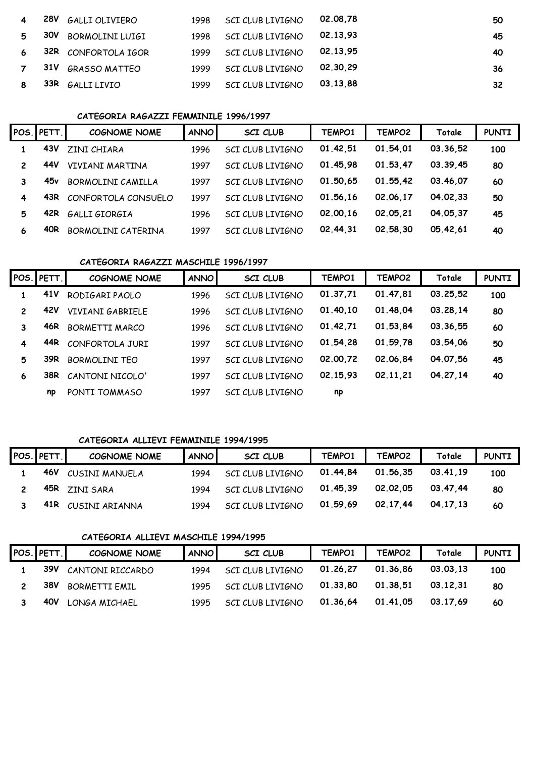| | | | | | | | | |
|---|---|---|---|---|---|---|---|---|
| 4 | 28V | GALLI OLIVIERO | 1998 | SCI CLUB LIVIGNO | 02.08,78 | | | 50 |
| 5 | 30V | BORMOLINI LUIGI | 1998 | SCI CLUB LIVIGNO | 02.13,93 | | | 45 |
| 6 | 32R | CONFORTOLA IGOR | 1999 | SCI CLUB LIVIGNO | 02.13,95 | | | 40 |
| 7 | 31V | GRASSO MATTEO | 1999 | SCI CLUB LIVIGNO | 02.30,29 | | | 36 |
| 8 | 33R | GALLI LIVIO | 1999 | SCI CLUB LIVIGNO | 03.13,88 | | | 32 |

**CATEGORIA RAGAZZI FEMMINILE 1996/1997**

| POS. | PETT. | COGNOME NOME | ANNO | SCI CLUB | TEMPO1 | TEMPO2 | Totale | PUNTI |
|---|---|---|---|---|---|---|---|---|
| 1 | 43V | ZINI CHIARA | 1996 | SCI CLUB LIVIGNO | 01.42,51 | 01.54,01 | 03.36,52 | 100 |
| 2 | 44V | VIVIANI MARTINA | 1997 | SCI CLUB LIVIGNO | 01.45,98 | 01.53,47 | 03.39,45 | 80 |
| 3 | 45v | BORMOLINI CAMILLA | 1997 | SCI CLUB LIVIGNO | 01.50,65 | 01.55,42 | 03.46,07 | 60 |
| 4 | 43R | CONFORTOLA CONSUELO | 1997 | SCI CLUB LIVIGNO | 01.56,16 | 02.06,17 | 04.02,33 | 50 |
| 5 | 42R | GALLI GIORGIA | 1996 | SCI CLUB LIVIGNO | 02.00,16 | 02.05,21 | 04.05,37 | 45 |
| 6 | 40R | BORMOLINI CATERINA | 1997 | SCI CLUB LIVIGNO | 02.44,31 | 02.58,30 | 05.42,61 | 40 |

**CATEGORIA RAGAZZI MASCHILE 1996/1997**

| POS. | PETT. | COGNOME NOME | ANNO | SCI CLUB | TEMPO1 | TEMPO2 | Totale | PUNTI |
|---|---|---|---|---|---|---|---|---|
| 1 | 41V | RODIGARI PAOLO | 1996 | SCI CLUB LIVIGNO | 01.37,71 | 01.47,81 | 03.25,52 | 100 |
| 2 | 42V | VIVIANI GABRIELE | 1996 | SCI CLUB LIVIGNO | 01.40,10 | 01.48,04 | 03.28,14 | 80 |
| 3 | 46R | BORMETTI MARCO | 1996 | SCI CLUB LIVIGNO | 01.42,71 | 01.53,84 | 03.36,55 | 60 |
| 4 | 44R | CONFORTOLA JURI | 1997 | SCI CLUB LIVIGNO | 01.54,28 | 01.59,78 | 03.54,06 | 50 |
| 5 | 39R | BORMOLINI TEO | 1997 | SCI CLUB LIVIGNO | 02.00,72 | 02.06,84 | 04.07,56 | 45 |
| 6 | 38R | CANTONI NICOLO' | 1997 | SCI CLUB LIVIGNO | 02.15,93 | 02.11,21 | 04.27,14 | 40 |
| | np | PONTI TOMMASO | 1997 | SCI CLUB LIVIGNO | np | | | |

**CATEGORIA ALLIEVI FEMMINILE 1994/1995**

| POS. | PETT. | COGNOME NOME | ANNO | SCI CLUB | TEMPO1 | TEMPO2 | Totale | PUNTI |
|---|---|---|---|---|---|---|---|---|
| 1 | 46V | CUSINI MANUELA | 1994 | SCI CLUB LIVIGNO | 01.44,84 | 01.56,35 | 03.41,19 | 100 |
| 2 | 45R | ZINI SARA | 1994 | SCI CLUB LIVIGNO | 01.45,39 | 02.02,05 | 03.47,44 | 80 |
| 3 | 41R | CUSINI ARIANNA | 1994 | SCI CLUB LIVIGNO | 01.59,69 | 02.17,44 | 04.17,13 | 60 |

**CATEGORIA ALLIEVI MASCHILE 1994/1995**

| POS. | PETT. | COGNOME NOME | ANNO | SCI CLUB | TEMPO1 | TEMPO2 | Totale | PUNTI |
|---|---|---|---|---|---|---|---|---|
| 1 | 39V | CANTONI RICCARDO | 1994 | SCI CLUB LIVIGNO | 01.26,27 | 01.36,86 | 03.03,13 | 100 |
| 2 | 38V | BORMETTI EMIL | 1995 | SCI CLUB LIVIGNO | 01.33,80 | 01.38,51 | 03.12,31 | 80 |
| 3 | 40V | LONGA MICHAEL | 1995 | SCI CLUB LIVIGNO | 01.36,64 | 01.41,05 | 03.17,69 | 60 |